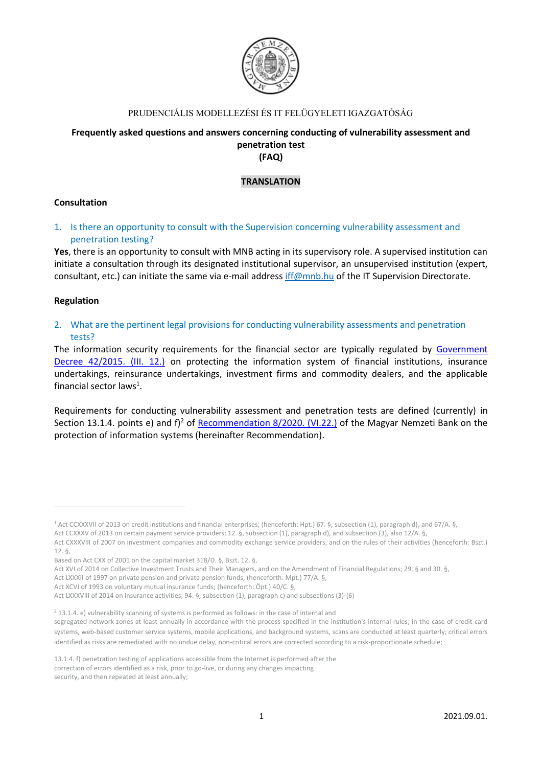PRUDENCIÁLIS MODELLEZÉSI ÉS IT FELÜGYELETI IGAZGATÓSÁG

**Frequently asked questions and answers concerning conducting of vulnerability assessment and penetration test**
**(FAQ)**

**TRANSLATION**

## Consultation

### 1. Is there an opportunity to consult with the Supervision concerning vulnerability assessment and penetration testing?

**Yes**, there is an opportunity to consult with MNB acting in its supervisory role. A supervised institution can initiate a consultation through its designated institutional supervisor, an unsupervised institution (expert, consultant, etc.) can initiate the same via e-mail address iff@mnb.hu of the IT Supervision Directorate.

## Regulation

### 2. What are the pertinent legal provisions for conducting vulnerability assessments and penetration tests?

The information security requirements for the financial sector are typically regulated by Government Decree 42/2015. (III. 12.) on protecting the information system of financial institutions, insurance undertakings, reinsurance undertakings, investment firms and commodity dealers, and the applicable financial sector laws[1].

Requirements for conducting vulnerability assessment and penetration tests are defined (currently) in Section 13.1.4. points e) and f)[2] of Recommendation 8/2020. (VI.22.) of the Magyar Nemzeti Bank on the protection of information systems (hereinafter Recommendation).

---

[1] Act CCXXXVII of 2013 on credit institutions and financial enterprises; (henceforth: Hpt.) 67. §, subsection (1), paragraph d), and 67/A. §,
Act CCXXXV of 2013 on certain payment service providers; 12. §, subsection (1), paragraph d), and subsection (3), also 12/A. §,
Act CXXXVIII of 2007 on investment companies and commodity exchange service providers, and on the rules of their activities (henceforth: Bszt.) 12. §,
Based on Act CXX of 2001 on the capital market 318/D. §, Bszt. 12. §,
Act XVI of 2014 on Collective Investment Trusts and Their Managers, and on the Amendment of Financial Regulations; 29. § and 30. §,
Act LXXXII of 1997 on private pension and private pension funds; (henceforth: Mpt.) 77/A. §,
Act XCVI of 1993 on voluntary mutual insurance funds; (henceforth: Öpt.) 40/C. §,
Act LXXXVIII of 2014 on insurance activities; 94. §, subsection (1), paragraph c) and subsections (3)-(6)

[2] 13.1.4. e) vulnerability scanning of systems is performed as follows: in the case of internal and segregated network zones at least annually in accordance with the process specified in the institution's internal rules; in the case of credit card systems, web-based customer service systems, mobile applications, and background systems, scans are conducted at least quarterly; critical errors identified as risks are remediated with no undue delay, non-critical errors are corrected according to a risk-proportionate schedule;

13.1.4. f) penetration testing of applications accessible from the Internet is performed after the correction of errors identified as a risk, prior to go-live, or during any changes impacting security, and then repeated at least annually;

2021.09.01.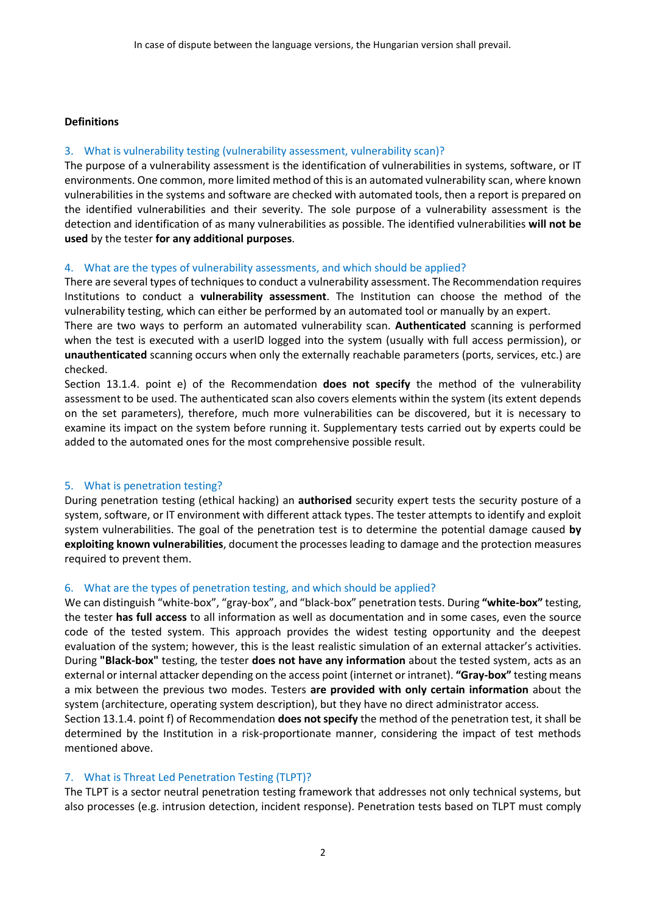In case of dispute between the language versions, the Hungarian version shall prevail.

**Definitions**

### 3. What is vulnerability testing (vulnerability assessment, vulnerability scan)?

The purpose of a vulnerability assessment is the identification of vulnerabilities in systems, software, or IT environments. One common, more limited method of this is an automated vulnerability scan, where known vulnerabilities in the systems and software are checked with automated tools, then a report is prepared on the identified vulnerabilities and their severity. The sole purpose of a vulnerability assessment is the detection and identification of as many vulnerabilities as possible. The identified vulnerabilities **will not be used** by the tester **for any additional purposes**.

### 4. What are the types of vulnerability assessments, and which should be applied?

There are several types of techniques to conduct a vulnerability assessment. The Recommendation requires Institutions to conduct a **vulnerability assessment**. The Institution can choose the method of the vulnerability testing, which can either be performed by an automated tool or manually by an expert.

There are two ways to perform an automated vulnerability scan. **Authenticated** scanning is performed when the test is executed with a userID logged into the system (usually with full access permission), or **unauthenticated** scanning occurs when only the externally reachable parameters (ports, services, etc.) are checked.

Section 13.1.4. point e) of the Recommendation **does not specify** the method of the vulnerability assessment to be used. The authenticated scan also covers elements within the system (its extent depends on the set parameters), therefore, much more vulnerabilities can be discovered, but it is necessary to examine its impact on the system before running it. Supplementary tests carried out by experts could be added to the automated ones for the most comprehensive possible result.

### 5. What is penetration testing?

During penetration testing (ethical hacking) an **authorised** security expert tests the security posture of a system, software, or IT environment with different attack types. The tester attempts to identify and exploit system vulnerabilities. The goal of the penetration test is to determine the potential damage caused **by exploiting known vulnerabilities**, document the processes leading to damage and the protection measures required to prevent them.

### 6. What are the types of penetration testing, and which should be applied?

We can distinguish "white-box", "gray-box", and "black-box" penetration tests. During **"white-box"** testing, the tester **has full access** to all information as well as documentation and in some cases, even the source code of the tested system. This approach provides the widest testing opportunity and the deepest evaluation of the system; however, this is the least realistic simulation of an external attacker's activities. During **"Black-box"** testing, the tester **does not have any information** about the tested system, acts as an external or internal attacker depending on the access point (internet or intranet). **"Gray-box"** testing means a mix between the previous two modes. Testers **are provided with only certain information** about the system (architecture, operating system description), but they have no direct administrator access.

Section 13.1.4. point f) of Recommendation **does not specify** the method of the penetration test, it shall be determined by the Institution in a risk-proportionate manner, considering the impact of test methods mentioned above.

### 7. What is Threat Led Penetration Testing (TLPT)?

The TLPT is a sector neutral penetration testing framework that addresses not only technical systems, but also processes (e.g. intrusion detection, incident response). Penetration tests based on TLPT must comply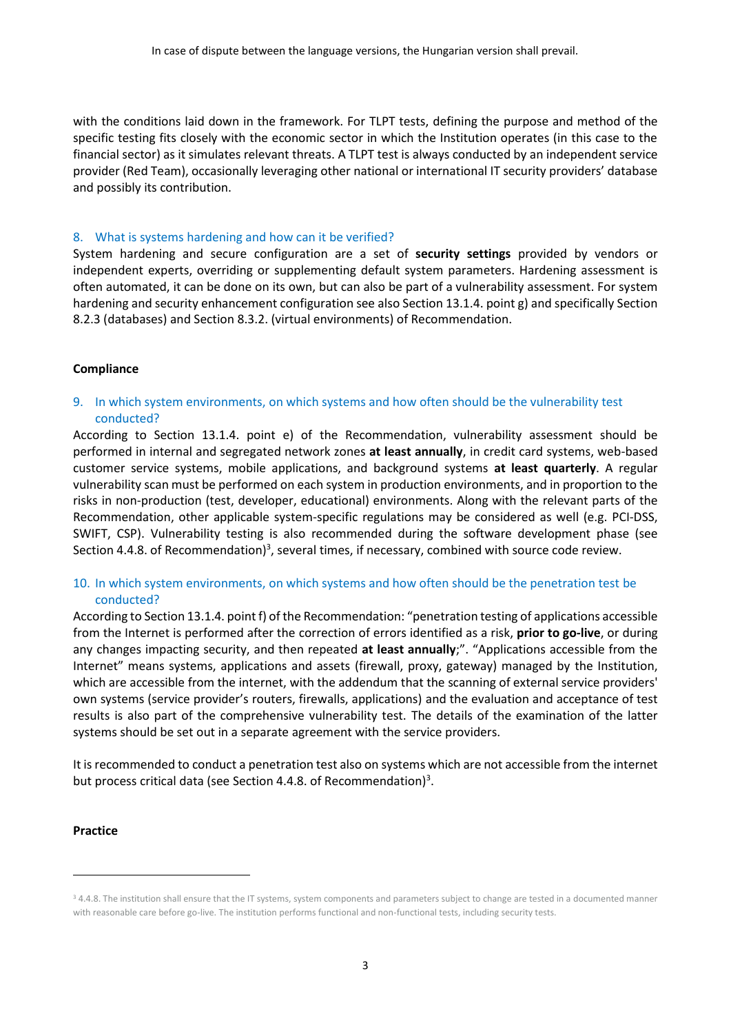with the conditions laid down in the framework. For TLPT tests, defining the purpose and method of the specific testing fits closely with the economic sector in which the Institution operates (in this case to the financial sector) as it simulates relevant threats. A TLPT test is always conducted by an independent service provider (Red Team), occasionally leveraging other national or international IT security providers' database and possibly its contribution.

### 8. What is systems hardening and how can it be verified?

System hardening and secure configuration are a set of **security settings** provided by vendors or independent experts, overriding or supplementing default system parameters. Hardening assessment is often automated, it can be done on its own, but can also be part of a vulnerability assessment. For system hardening and security enhancement configuration see also Section 13.1.4. point g) and specifically Section 8.2.3 (databases) and Section 8.3.2. (virtual environments) of Recommendation.

**Compliance**

### 9. In which system environments, on which systems and how often should be the vulnerability test conducted?

According to Section 13.1.4. point e) of the Recommendation, vulnerability assessment should be performed in internal and segregated network zones **at least annually**, in credit card systems, web-based customer service systems, mobile applications, and background systems **at least quarterly**. A regular vulnerability scan must be performed on each system in production environments, and in proportion to the risks in non-production (test, developer, educational) environments. Along with the relevant parts of the Recommendation, other applicable system-specific regulations may be considered as well (e.g. PCI-DSS, SWIFT, CSP). Vulnerability testing is also recommended during the software development phase (see Section 4.4.8. of Recommendation)[3], several times, if necessary, combined with source code review.

### 10. In which system environments, on which systems and how often should be the penetration test be conducted?

According to Section 13.1.4. point f) of the Recommendation: "penetration testing of applications accessible from the Internet is performed after the correction of errors identified as a risk, **prior to go-live**, or during any changes impacting security, and then repeated **at least annually**;". "Applications accessible from the Internet" means systems, applications and assets (firewall, proxy, gateway) managed by the Institution, which are accessible from the internet, with the addendum that the scanning of external service providers' own systems (service provider's routers, firewalls, applications) and the evaluation and acceptance of test results is also part of the comprehensive vulnerability test. The details of the examination of the latter systems should be set out in a separate agreement with the service providers.

It is recommended to conduct a penetration test also on systems which are not accessible from the internet but process critical data (see Section 4.4.8. of Recommendation)[3].

**Practice**

---

[3] 4.4.8. The institution shall ensure that the IT systems, system components and parameters subject to change are tested in a documented manner with reasonable care before go-live. The institution performs functional and non-functional tests, including security tests.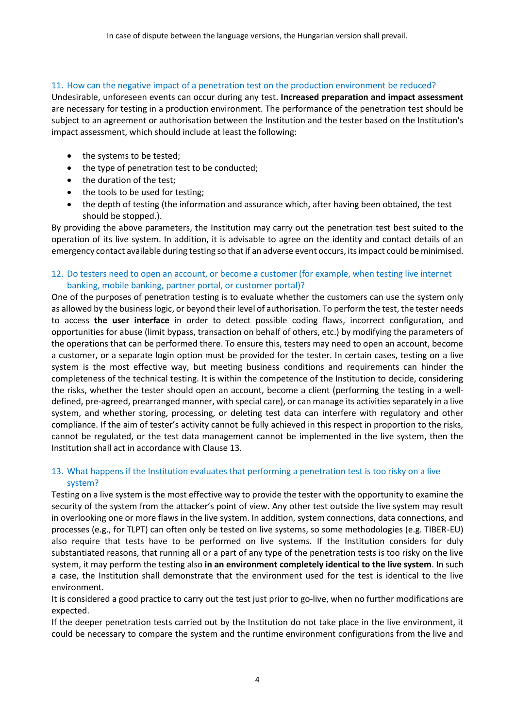### 11. How can the negative impact of a penetration test on the production environment be reduced?

Undesirable, unforeseen events can occur during any test. **Increased preparation and impact assessment** are necessary for testing in a production environment. The performance of the penetration test should be subject to an agreement or authorisation between the Institution and the tester based on the Institution's impact assessment, which should include at least the following:

- the systems to be tested;
- the type of penetration test to be conducted;
- the duration of the test;
- the tools to be used for testing;
- the depth of testing (the information and assurance which, after having been obtained, the test should be stopped.).

By providing the above parameters, the Institution may carry out the penetration test best suited to the operation of its live system. In addition, it is advisable to agree on the identity and contact details of an emergency contact available during testing so that if an adverse event occurs, its impact could be minimised.

### 12. Do testers need to open an account, or become a customer (for example, when testing live internet banking, mobile banking, partner portal, or customer portal)?

One of the purposes of penetration testing is to evaluate whether the customers can use the system only as allowed by the business logic, or beyond their level of authorisation. To perform the test, the tester needs to access **the user interface** in order to detect possible coding flaws, incorrect configuration, and opportunities for abuse (limit bypass, transaction on behalf of others, etc.) by modifying the parameters of the operations that can be performed there. To ensure this, testers may need to open an account, become a customer, or a separate login option must be provided for the tester. In certain cases, testing on a live system is the most effective way, but meeting business conditions and requirements can hinder the completeness of the technical testing. It is within the competence of the Institution to decide, considering the risks, whether the tester should open an account, become a client (performing the testing in a well-defined, pre-agreed, prearranged manner, with special care), or can manage its activities separately in a live system, and whether storing, processing, or deleting test data can interfere with regulatory and other compliance. If the aim of tester's activity cannot be fully achieved in this respect in proportion to the risks, cannot be regulated, or the test data management cannot be implemented in the live system, then the Institution shall act in accordance with Clause 13.

### 13. What happens if the Institution evaluates that performing a penetration test is too risky on a live system?

Testing on a live system is the most effective way to provide the tester with the opportunity to examine the security of the system from the attacker's point of view. Any other test outside the live system may result in overlooking one or more flaws in the live system. In addition, system connections, data connections, and processes (e.g., for TLPT) can often only be tested on live systems, so some methodologies (e.g. TIBER-EU) also require that tests have to be performed on live systems. If the Institution considers for duly substantiated reasons, that running all or a part of any type of the penetration tests is too risky on the live system, it may perform the testing also **in an environment completely identical to the live system**. In such a case, the Institution shall demonstrate that the environment used for the test is identical to the live environment.

It is considered a good practice to carry out the test just prior to go-live, when no further modifications are expected.

If the deeper penetration tests carried out by the Institution do not take place in the live environment, it could be necessary to compare the system and the runtime environment configurations from the live and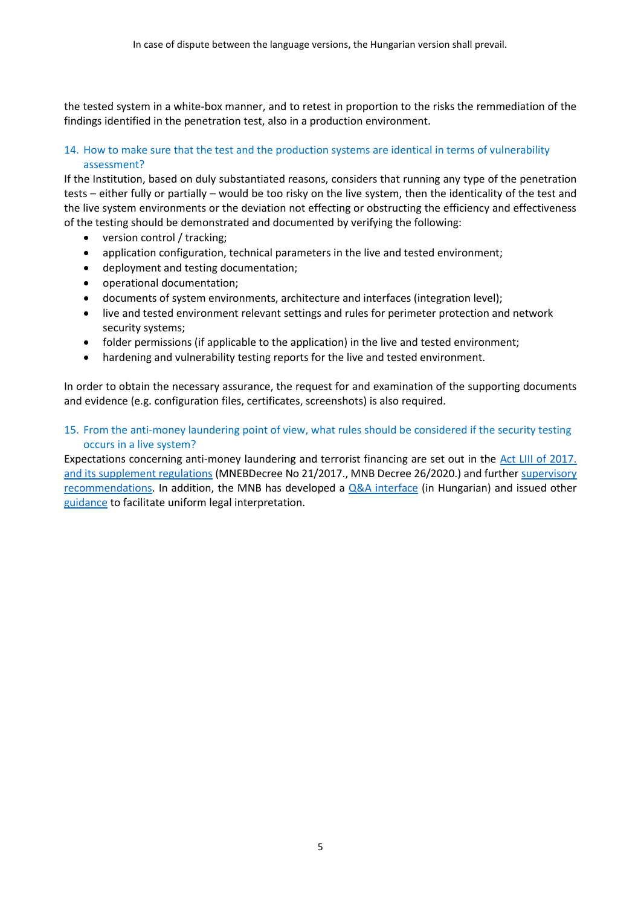the tested system in a white-box manner, and to retest in proportion to the risks the remmediation of the findings identified in the penetration test, also in a production environment.

### 14. How to make sure that the test and the production systems are identical in terms of vulnerability assessment?

If the Institution, based on duly substantiated reasons, considers that running any type of the penetration tests – either fully or partially – would be too risky on the live system, then the identicality of the test and the live system environments or the deviation not effecting or obstructing the efficiency and effectiveness of the testing should be demonstrated and documented by verifying the following:

- version control / tracking;
- application configuration, technical parameters in the live and tested environment;
- deployment and testing documentation;
- operational documentation;
- documents of system environments, architecture and interfaces (integration level);
- live and tested environment relevant settings and rules for perimeter protection and network security systems;
- folder permissions (if applicable to the application) in the live and tested environment;
- hardening and vulnerability testing reports for the live and tested environment.

In order to obtain the necessary assurance, the request for and examination of the supporting documents and evidence (e.g. configuration files, certificates, screenshots) is also required.

### 15. From the anti-money laundering point of view, what rules should be considered if the security testing occurs in a live system?

Expectations concerning anti-money laundering and terrorist financing are set out in the Act LIII of 2017. and its supplement regulations (MNEBDecree No 21/2017., MNB Decree 26/2020.) and further supervisory recommendations. In addition, the MNB has developed a Q&A interface (in Hungarian) and issued other guidance to facilitate uniform legal interpretation.